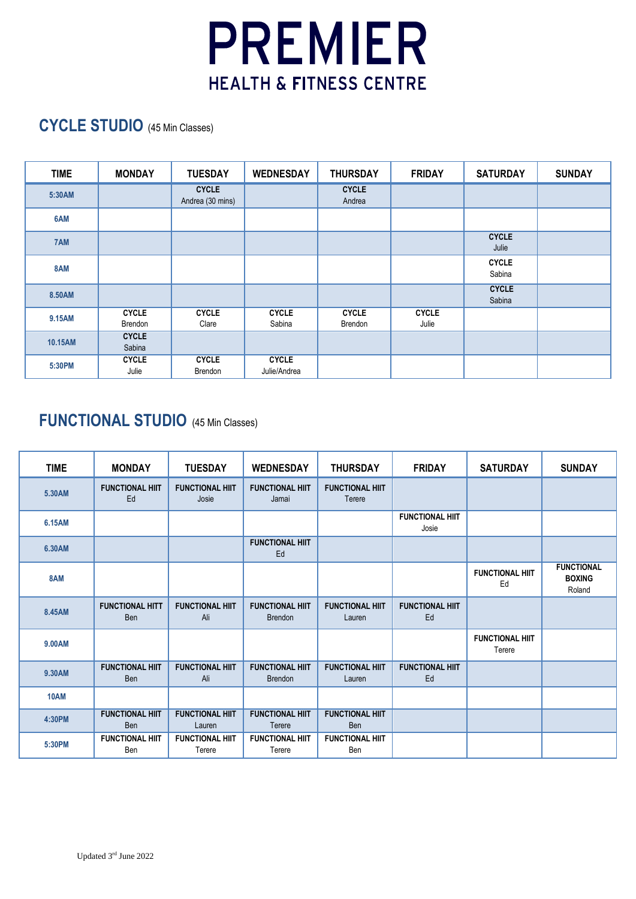# PREMIER
## HEALTH & FITNESS CENTRE

## CYCLE STUDIO (45 Min Classes)

| TIME | MONDAY | TUESDAY | WEDNESDAY | THURSDAY | FRIDAY | SATURDAY | SUNDAY |
|---|---|---|---|---|---|---|---|
| 5:30AM | | **CYCLE** Andrea (30 mins) | | **CYCLE** Andrea | | | |
| 6AM | | | | | | | |
| 7AM | | | | | | **CYCLE** Julie | |
| 8AM | | | | | | **CYCLE** Sabina | |
| 8.50AM | | | | | | **CYCLE** Sabina | |
| 9.15AM | **CYCLE** Brendon | **CYCLE** Clare | **CYCLE** Sabina | **CYCLE** Brendon | **CYCLE** Julie | | |
| 10.15AM | **CYCLE** Sabina | | | | | | |
| 5:30PM | **CYCLE** Julie | **CYCLE** Brendon | **CYCLE** Julie/Andrea | | | | |

## FUNCTIONAL STUDIO (45 Min Classes)

| TIME | MONDAY | TUESDAY | WEDNESDAY | THURSDAY | FRIDAY | SATURDAY | SUNDAY |
|---|---|---|---|---|---|---|---|
| 5.30AM | **FUNCTIONAL HIIT** Ed | **FUNCTIONAL HIIT** Josie | **FUNCTIONAL HIIT** Jamai | **FUNCTIONAL HIIT** Terere | | | |
| 6.15AM | | | | | **FUNCTIONAL HIIT** Josie | | |
| 6.30AM | | | **FUNCTIONAL HIIT** Ed | | | | |
| 8AM | | | | | | **FUNCTIONAL HIIT** Ed | **FUNCTIONAL BOXING** Roland |
| 8.45AM | **FUNCTIONAL HITT** Ben | **FUNCTIONAL HIIT** Ali | **FUNCTIONAL HIIT** Brendon | **FUNCTIONAL HIIT** Lauren | **FUNCTIONAL HIIT** Ed | | |
| 9.00AM | | | | | | **FUNCTIONAL HIIT** Terere | |
| 9.30AM | **FUNCTIONAL HIIT** Ben | **FUNCTIONAL HIIT** Ali | **FUNCTIONAL HIIT** Brendon | **FUNCTIONAL HIIT** Lauren | **FUNCTIONAL HIIT** Ed | | |
| 10AM | | | | | | | |
| 4:30PM | **FUNCTIONAL HIIT** Ben | **FUNCTIONAL HIIT** Lauren | **FUNCTIONAL HIIT** Terere | **FUNCTIONAL HIIT** Ben | | | |
| 5:30PM | **FUNCTIONAL HIIT** Ben | **FUNCTIONAL HIIT** Terere | **FUNCTIONAL HIIT** Terere | **FUNCTIONAL HIIT** Ben | | | |

Updated 3rd June 2022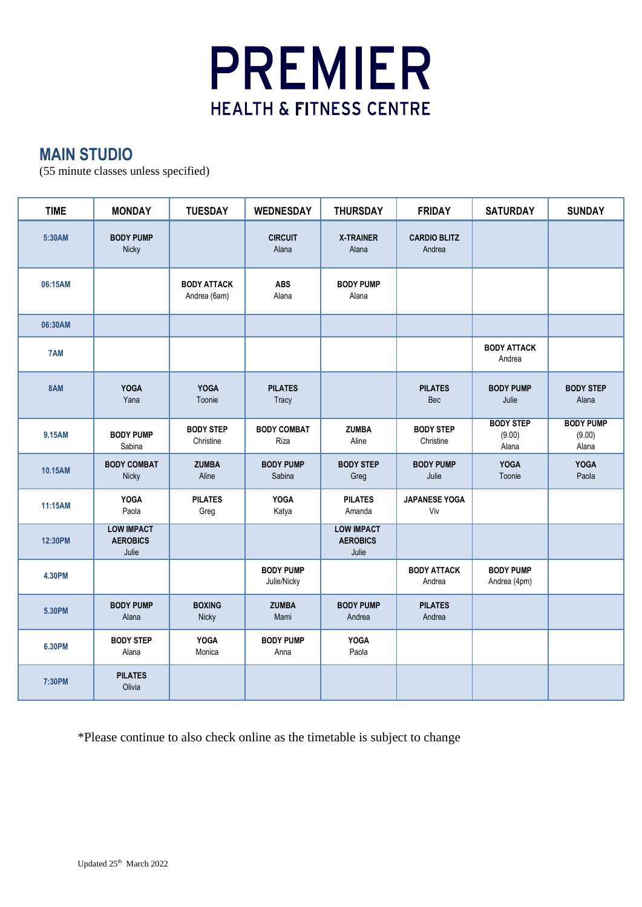# PREMIER
## HEALTH & FITNESS CENTRE

## MAIN STUDIO

(55 minute classes unless specified)

| TIME | MONDAY | TUESDAY | WEDNESDAY | THURSDAY | FRIDAY | SATURDAY | SUNDAY |
|---|---|---|---|---|---|---|---|
| 5:30AM | **BODY PUMP** Nicky | | **CIRCUIT** Alana | **X-TRAINER** Alana | **CARDIO BLITZ** Andrea | | |
| 06:15AM | | **BODY ATTACK** Andrea (6am) | **ABS** Alana | **BODY PUMP** Alana | | | |
| 06:30AM | | | | | | | |
| 7AM | | | | | | **BODY ATTACK** Andrea | |
| 8AM | **YOGA** Yana | **YOGA** Toonie | **PILATES** Tracy | | **PILATES** Bec | **BODY PUMP** Julie | **BODY STEP** Alana |
| 9.15AM | **BODY PUMP** Sabina | **BODY STEP** Christine | **BODY COMBAT** Riza | **ZUMBA** Aline | **BODY STEP** Christine | **BODY STEP** (9.00) Alana | **BODY PUMP** (9.00) Alana |
| 10.15AM | **BODY COMBAT** Nicky | **ZUMBA** Aline | **BODY PUMP** Sabina | **BODY STEP** Greg | **BODY PUMP** Julie | **YOGA** Toonie | **YOGA** Paola |
| 11:15AM | **YOGA** Paola | **PILATES** Greg | **YOGA** Katya | **PILATES** Amanda | **JAPANESE YOGA** Viv | | |
| 12:30PM | **LOW IMPACT AEROBICS** Julie | | | **LOW IMPACT AEROBICS** Julie | | | |
| 4.30PM | | | **BODY PUMP** Julie/Nicky | | **BODY ATTACK** Andrea | **BODY PUMP** Andrea (4pm) | |
| 5.30PM | **BODY PUMP** Alana | **BOXING** Nicky | **ZUMBA** Mami | **BODY PUMP** Andrea | **PILATES** Andrea | | |
| 6.30PM | **BODY STEP** Alana | **YOGA** Monica | **BODY PUMP** Anna | **YOGA** Paola | | | |
| 7:30PM | **PILATES** Olivia | | | | | | |

*Please continue to also check online as the timetable is subject to change

Updated 25th March 2022